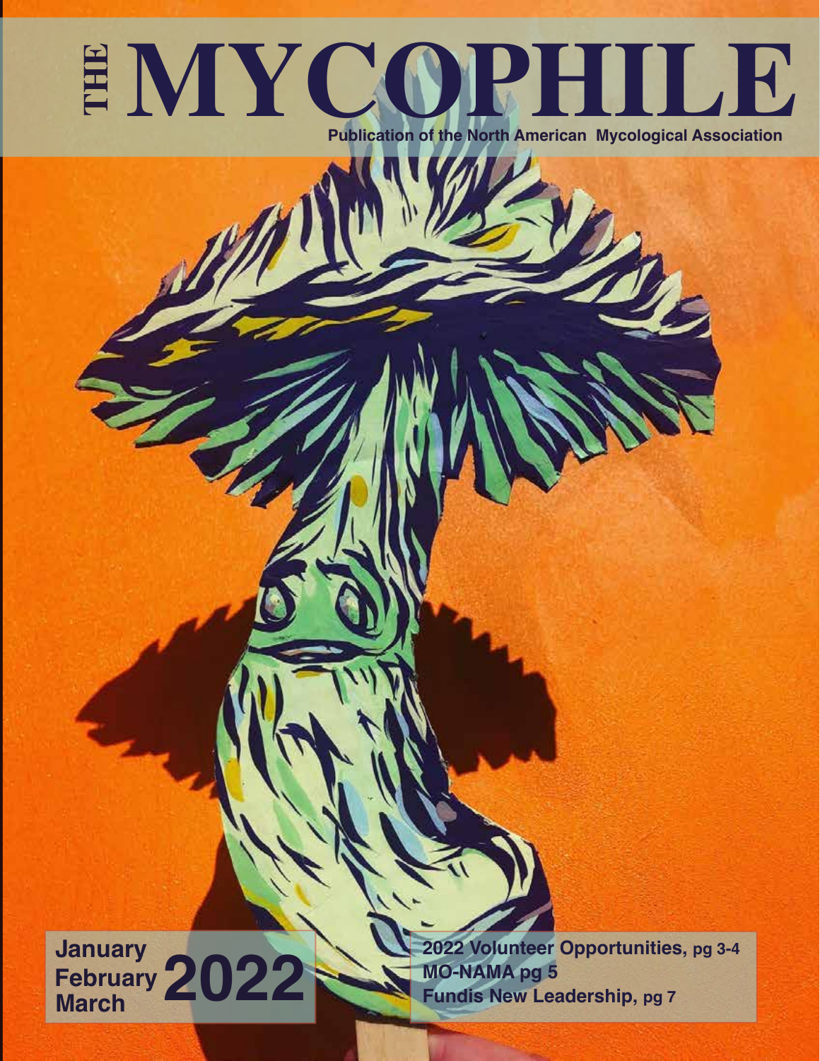# THE MYCOPHILE

**Publication of the North American Mycological Association**

**January February March 2022**

**2022 Volunteer Opportunities, pg 3-4**
**MO-NAMA pg 5**
**Fundis New Leadership, pg 7**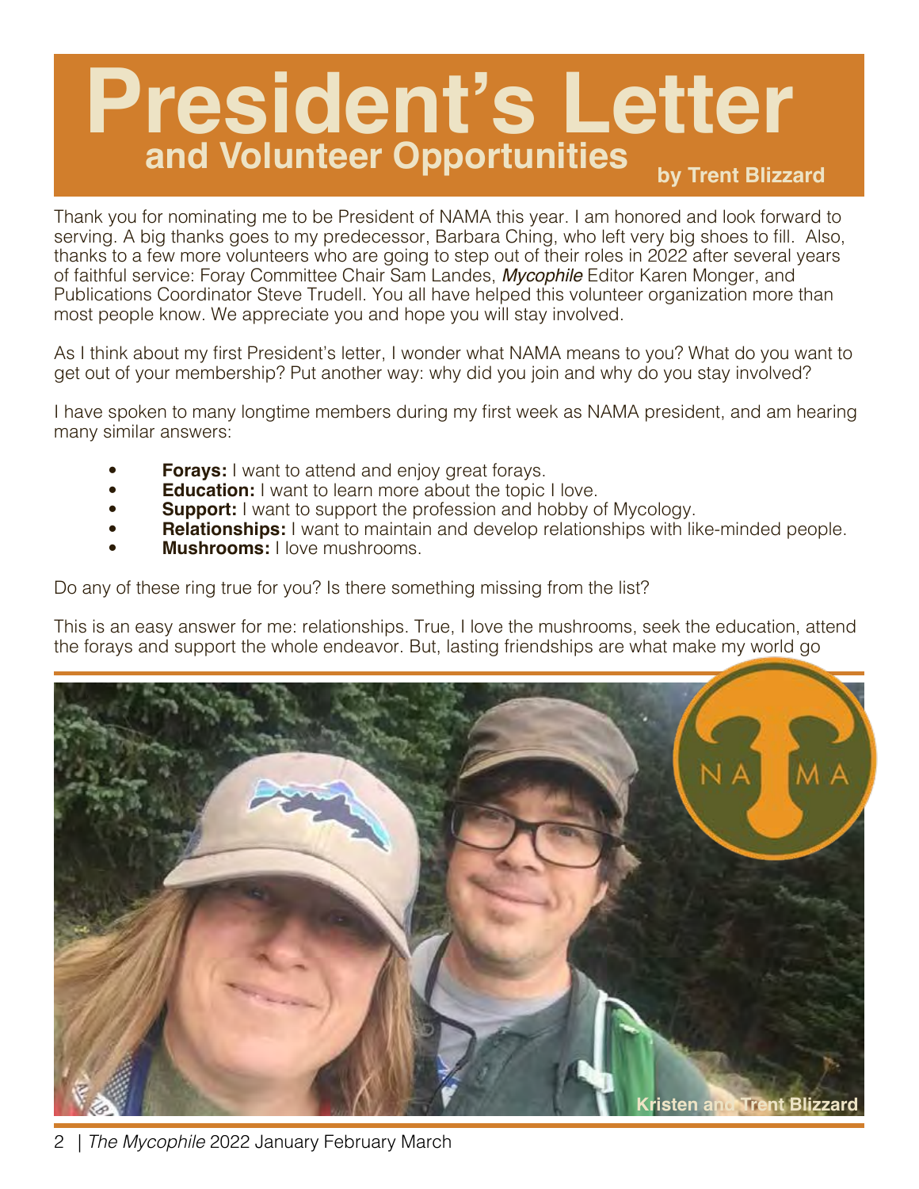# President's Letter
## and Volunteer Opportunities

by Trent Blizzard

Thank you for nominating me to be President of NAMA this year. I am honored and look forward to serving. A big thanks goes to my predecessor, Barbara Ching, who left very big shoes to fill. Also, thanks to a few more volunteers who are going to step out of their roles in 2022 after several years of faithful service: Foray Committee Chair Sam Landes, *Mycophile* Editor Karen Monger, and Publications Coordinator Steve Trudell. You all have helped this volunteer organization more than most people know. We appreciate you and hope you will stay involved.

As I think about my first President's letter, I wonder what NAMA means to you? What do you want to get out of your membership? Put another way: why did you join and why do you stay involved?

I have spoken to many longtime members during my first week as NAMA president, and am hearing many similar answers:

- **Forays:** I want to attend and enjoy great forays.
- **Education:** I want to learn more about the topic I love.
- **Support:** I want to support the profession and hobby of Mycology.
- **Relationships:** I want to maintain and develop relationships with like-minded people.
- **Mushrooms:** I love mushrooms.

Do any of these ring true for you? Is there something missing from the list?

This is an easy answer for me: relationships. True, I love the mushrooms, seek the education, attend the forays and support the whole endeavor. But, lasting friendships are what make my world go

Kristen and Trent Blizzard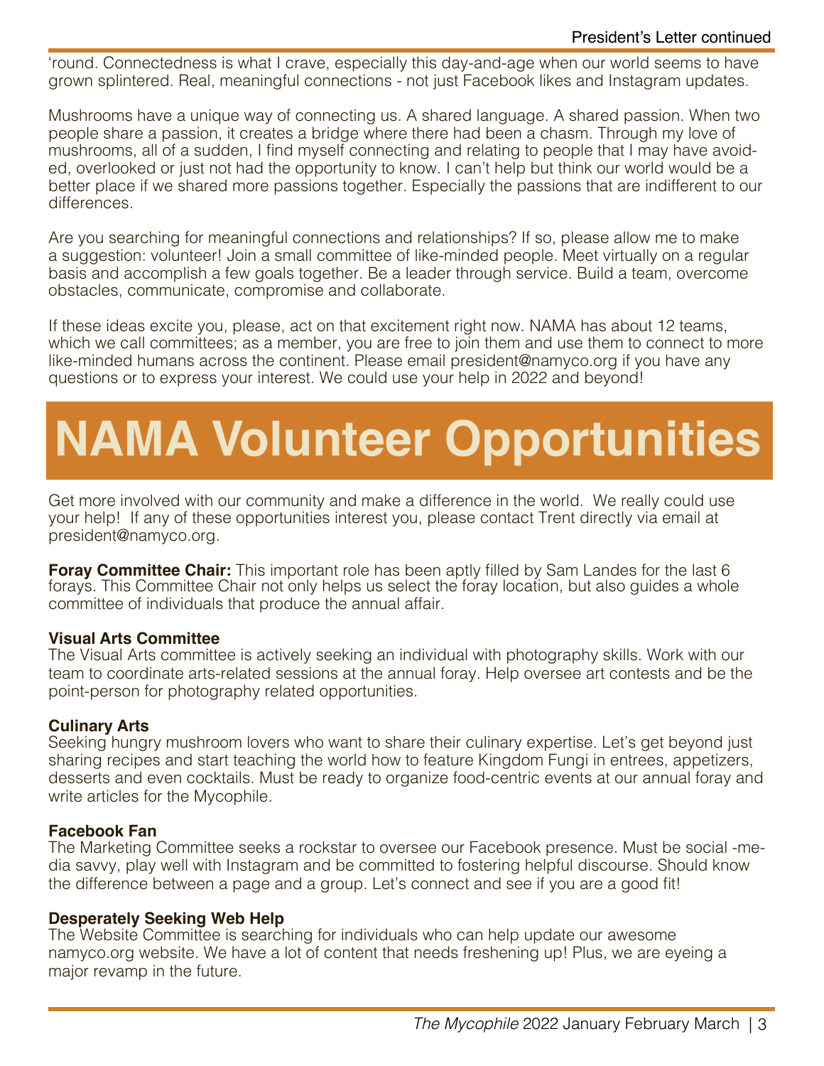'round. Connectedness is what I crave, especially this day-and-age when our world seems to have grown splintered. Real, meaningful connections - not just Facebook likes and Instagram updates.

Mushrooms have a unique way of connecting us. A shared language. A shared passion. When two people share a passion, it creates a bridge where there had been a chasm. Through my love of mushrooms, all of a sudden, I find myself connecting and relating to people that I may have avoided, overlooked or just not had the opportunity to know. I can't help but think our world would be a better place if we shared more passions together. Especially the passions that are indifferent to our differences.

Are you searching for meaningful connections and relationships? If so, please allow me to make a suggestion: volunteer! Join a small committee of like-minded people. Meet virtually on a regular basis and accomplish a few goals together. Be a leader through service. Build a team, overcome obstacles, communicate, compromise and collaborate.

If these ideas excite you, please, act on that excitement right now. NAMA has about 12 teams, which we call committees; as a member, you are free to join them and use them to connect to more like-minded humans across the continent. Please email president@namyco.org if you have any questions or to express your interest. We could use your help in 2022 and beyond!

# NAMA Volunteer Opportunities

Get more involved with our community and make a difference in the world. We really could use your help! If any of these opportunities interest you, please contact Trent directly via email at president@namyco.org.

**Foray Committee Chair:** This important role has been aptly filled by Sam Landes for the last 6 forays. This Committee Chair not only helps us select the foray location, but also guides a whole committee of individuals that produce the annual affair.

**Visual Arts Committee**
The Visual Arts committee is actively seeking an individual with photography skills. Work with our team to coordinate arts-related sessions at the annual foray. Help oversee art contests and be the point-person for photography related opportunities.

**Culinary Arts**
Seeking hungry mushroom lovers who want to share their culinary expertise. Let's get beyond just sharing recipes and start teaching the world how to feature Kingdom Fungi in entrees, appetizers, desserts and even cocktails. Must be ready to organize food-centric events at our annual foray and write articles for the Mycophile.

**Facebook Fan**
The Marketing Committee seeks a rockstar to oversee our Facebook presence. Must be social-media savvy, play well with Instagram and be committed to fostering helpful discourse. Should know the difference between a page and a group. Let's connect and see if you are a good fit!

**Desperately Seeking Web Help**
The Website Committee is searching for individuals who can help update our awesome namyco.org website. We have a lot of content that needs freshening up! Plus, we are eyeing a major revamp in the future.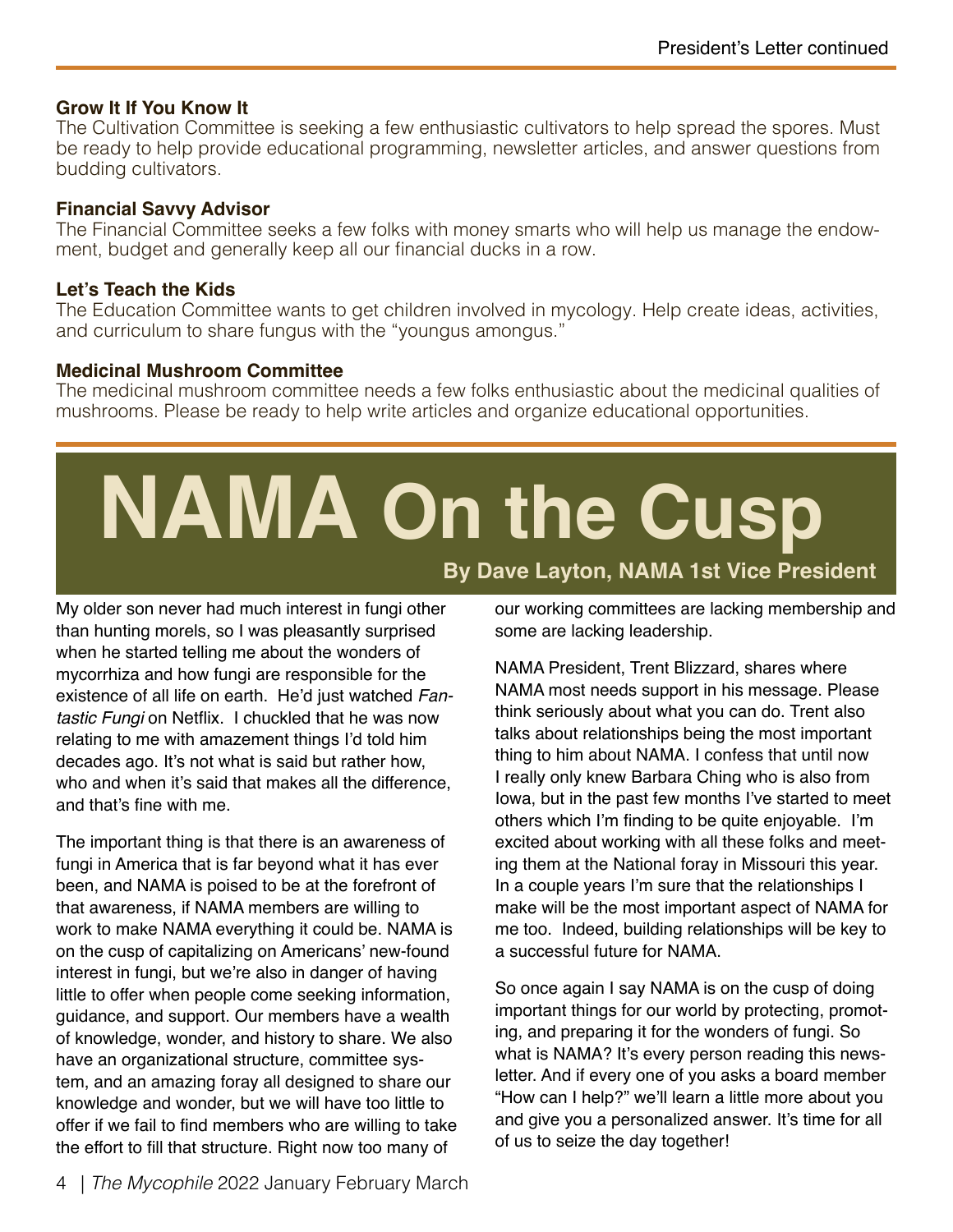**Grow It If You Know It**

The Cultivation Committee is seeking a few enthusiastic cultivators to help spread the spores. Must be ready to help provide educational programming, newsletter articles, and answer questions from budding cultivators.

**Financial Savvy Advisor**

The Financial Committee seeks a few folks with money smarts who will help us manage the endowment, budget and generally keep all our financial ducks in a row.

**Let's Teach the Kids**

The Education Committee wants to get children involved in mycology. Help create ideas, activities, and curriculum to share fungus with the "youngus amongus."

**Medicinal Mushroom Committee**

The medicinal mushroom committee needs a few folks enthusiastic about the medicinal qualities of mushrooms. Please be ready to help write articles and organize educational opportunities.

# NAMA On the Cusp

**By Dave Layton, NAMA 1st Vice President**

My older son never had much interest in fungi other than hunting morels, so I was pleasantly surprised when he started telling me about the wonders of mycorrhiza and how fungi are responsible for the existence of all life on earth. He'd just watched *Fantastic Fungi* on Netflix. I chuckled that he was now relating to me with amazement things I'd told him decades ago. It's not what is said but rather how, who and when it's said that makes all the difference, and that's fine with me.

The important thing is that there is an awareness of fungi in America that is far beyond what it has ever been, and NAMA is poised to be at the forefront of that awareness, if NAMA members are willing to work to make NAMA everything it could be. NAMA is on the cusp of capitalizing on Americans' new-found interest in fungi, but we're also in danger of having little to offer when people come seeking information, guidance, and support. Our members have a wealth of knowledge, wonder, and history to share. We also have an organizational structure, committee system, and an amazing foray all designed to share our knowledge and wonder, but we will have too little to offer if we fail to find members who are willing to take the effort to fill that structure. Right now too many of our working committees are lacking membership and some are lacking leadership.

NAMA President, Trent Blizzard, shares where NAMA most needs support in his message. Please think seriously about what you can do. Trent also talks about relationships being the most important thing to him about NAMA. I confess that until now I really only knew Barbara Ching who is also from Iowa, but in the past few months I've started to meet others which I'm finding to be quite enjoyable. I'm excited about working with all these folks and meeting them at the National foray in Missouri this year. In a couple years I'm sure that the relationships I make will be the most important aspect of NAMA for me too. Indeed, building relationships will be key to a successful future for NAMA.

So once again I say NAMA is on the cusp of doing important things for our world by protecting, promoting, and preparing it for the wonders of fungi. So what is NAMA? It's every person reading this newsletter. And if every one of you asks a board member "How can I help?" we'll learn a little more about you and give you a personalized answer. It's time for all of us to seize the day together!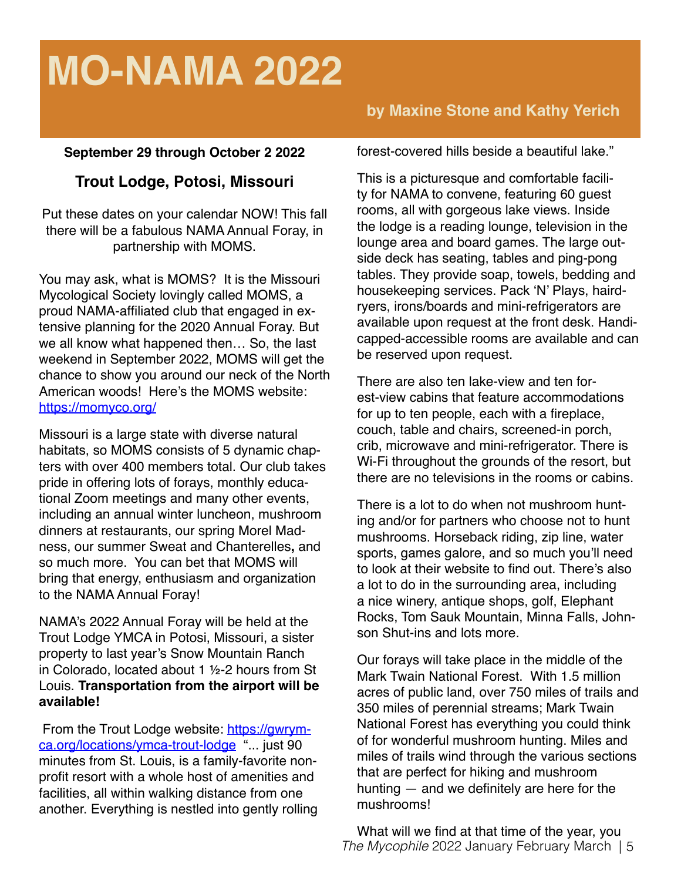# MO-NAMA 2022

**by Maxine Stone and Kathy Yerich**

**September 29 through October 2 2022**

## Trout Lodge, Potosi, Missouri

Put these dates on your calendar NOW! This fall there will be a fabulous NAMA Annual Foray, in partnership with MOMS.

You may ask, what is MOMS? It is the Missouri Mycological Society lovingly called MOMS, a proud NAMA-affiliated club that engaged in extensive planning for the 2020 Annual Foray. But we all know what happened then… So, the last weekend in September 2022, MOMS will get the chance to show you around our neck of the North American woods! Here's the MOMS website: https://momyco.org/

Missouri is a large state with diverse natural habitats, so MOMS consists of 5 dynamic chapters with over 400 members total. Our club takes pride in offering lots of forays, monthly educational Zoom meetings and many other events, including an annual winter luncheon, mushroom dinners at restaurants, our spring Morel Madness, our summer Sweat and Chanterelles**,** and so much more. You can bet that MOMS will bring that energy, enthusiasm and organization to the NAMA Annual Foray!

NAMA's 2022 Annual Foray will be held at the Trout Lodge YMCA in Potosi, Missouri, a sister property to last year's Snow Mountain Ranch in Colorado, located about 1 ½-2 hours from St Louis. **Transportation from the airport will be available!**

From the Trout Lodge website: https://gwrymca.org/locations/ymca-trout-lodge "... just 90 minutes from St. Louis, is a family-favorite non-profit resort with a whole host of amenities and facilities, all within walking distance from one another. Everything is nestled into gently rolling forest-covered hills beside a beautiful lake."

This is a picturesque and comfortable facility for NAMA to convene, featuring 60 guest rooms, all with gorgeous lake views. Inside the lodge is a reading lounge, television in the lounge area and board games. The large outside deck has seating, tables and ping-pong tables. They provide soap, towels, bedding and housekeeping services. Pack 'N' Plays, hairdryers, irons/boards and mini-refrigerators are available upon request at the front desk. Handicapped-accessible rooms are available and can be reserved upon request.

There are also ten lake-view and ten forest-view cabins that feature accommodations for up to ten people, each with a fireplace, couch, table and chairs, screened-in porch, crib, microwave and mini-refrigerator. There is Wi-Fi throughout the grounds of the resort, but there are no televisions in the rooms or cabins.

There is a lot to do when not mushroom hunting and/or for partners who choose not to hunt mushrooms. Horseback riding, zip line, water sports, games galore, and so much you'll need to look at their website to find out. There's also a lot to do in the surrounding area, including a nice winery, antique shops, golf, Elephant Rocks, Tom Sauk Mountain, Minna Falls, Johnson Shut-ins and lots more.

Our forays will take place in the middle of the Mark Twain National Forest. With 1.5 million acres of public land, over 750 miles of trails and 350 miles of perennial streams; Mark Twain National Forest has everything you could think of for wonderful mushroom hunting. Miles and miles of trails wind through the various sections that are perfect for hiking and mushroom hunting — and we definitely are here for the mushrooms!

What will we find at that time of the year, you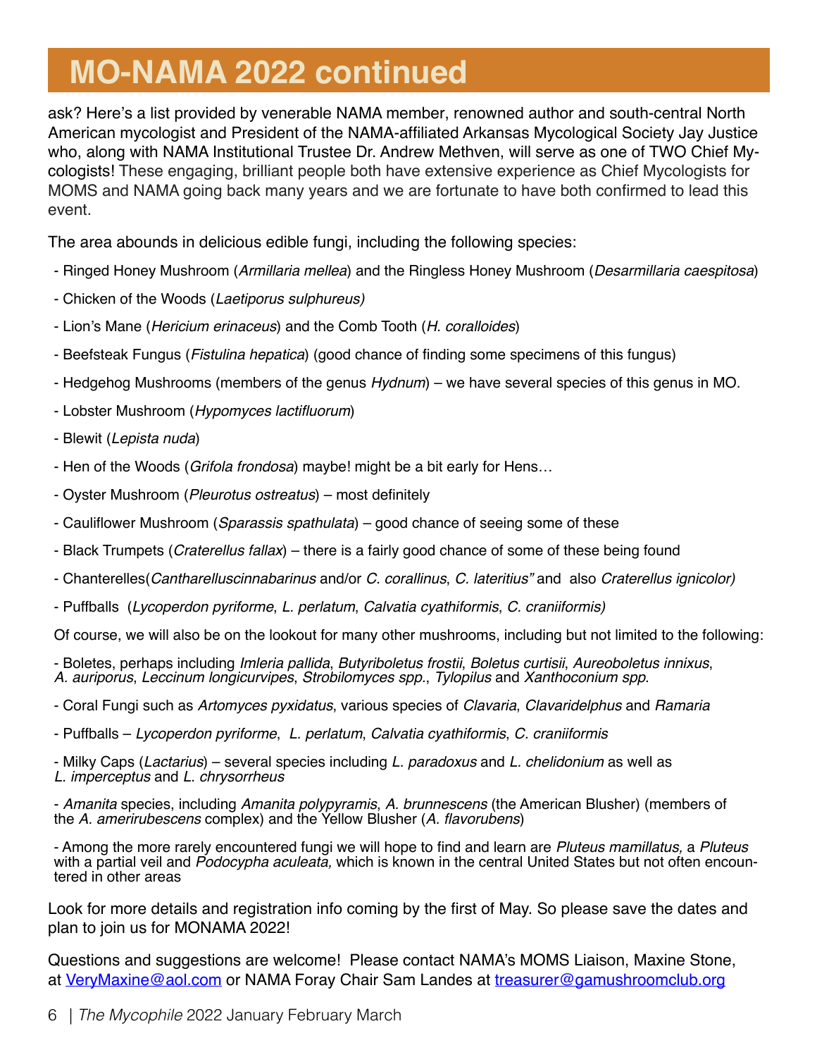# MO-NAMA 2022 continued

ask? Here's a list provided by venerable NAMA member, renowned author and south-central North American mycologist and President of the NAMA-affiliated Arkansas Mycological Society Jay Justice who, along with NAMA Institutional Trustee Dr. Andrew Methven, will serve as one of TWO Chief Mycologists! These engaging, brilliant people both have extensive experience as Chief Mycologists for MOMS and NAMA going back many years and we are fortunate to have both confirmed to lead this event.

The area abounds in delicious edible fungi, including the following species:

- Ringed Honey Mushroom (*Armillaria mellea*) and the Ringless Honey Mushroom (*Desarmillaria caespitosa*)
- Chicken of the Woods (*Laetiporus sulphureus)*
- Lion's Mane (*Hericium erinaceus*) and the Comb Tooth (*H. coralloides*)
- Beefsteak Fungus (*Fistulina hepatica*) (good chance of finding some specimens of this fungus)
- Hedgehog Mushrooms (members of the genus *Hydnum*) – we have several species of this genus in MO.
- Lobster Mushroom (*Hypomyces lactifluorum*)
- Blewit (*Lepista nuda*)
- Hen of the Woods (*Grifola frondosa*) maybe! might be a bit early for Hens…
- Oyster Mushroom (*Pleurotus ostreatus*) – most definitely
- Cauliflower Mushroom (*Sparassis spathulata*) – good chance of seeing some of these
- Black Trumpets (*Craterellus fallax*) – there is a fairly good chance of some of these being found
- Chanterelles(*Cantharelluscinnabarinus* and/or *C. corallinus*, *C. lateritius"* and also *Craterellus ignicolor)*
- Puffballs (*Lycoperdon pyriforme*, *L. perlatum*, *Calvatia cyathiformis*, *C. craniiformis)*

Of course, we will also be on the lookout for many other mushrooms, including but not limited to the following:

- Boletes, perhaps including *Imleria pallida*, *Butyriboletus frostii*, *Boletus curtisii*, *Aureoboletus innixus*, *A. auriporus*, *Leccinum longicurvipes*, *Strobilomyces spp*., *Tylopilus* and *Xanthoconium spp*.
- Coral Fungi such as *Artomyces pyxidatus*, various species of *Clavaria*, *Clavaridelphus* and *Ramaria*
- Puffballs – *Lycoperdon pyriforme*, *L. perlatum*, *Calvatia cyathiformis*, *C. craniiformis*
- Milky Caps (*Lactarius*) – several species including *L. paradoxus* and *L. chelidonium* as well as *L. imperceptus* and *L. chrysorrheus*
- *Amanita* species, including *Amanita polypyramis*, *A. brunnescens* (the American Blusher) (members of the *A. amerirubescens* complex) and the Yellow Blusher (*A. flavorubens*)
- Among the more rarely encountered fungi we will hope to find and learn are *Pluteus mamillatus,* a *Pluteus* with a partial veil and *Podocypha aculeata,* which is known in the central United States but not often encountered in other areas

Look for more details and registration info coming by the first of May. So please save the dates and plan to join us for MONAMA 2022!

Questions and suggestions are welcome! Please contact NAMA's MOMS Liaison, Maxine Stone, at VeryMaxine@aol.com or NAMA Foray Chair Sam Landes at treasurer@gamushroomclub.org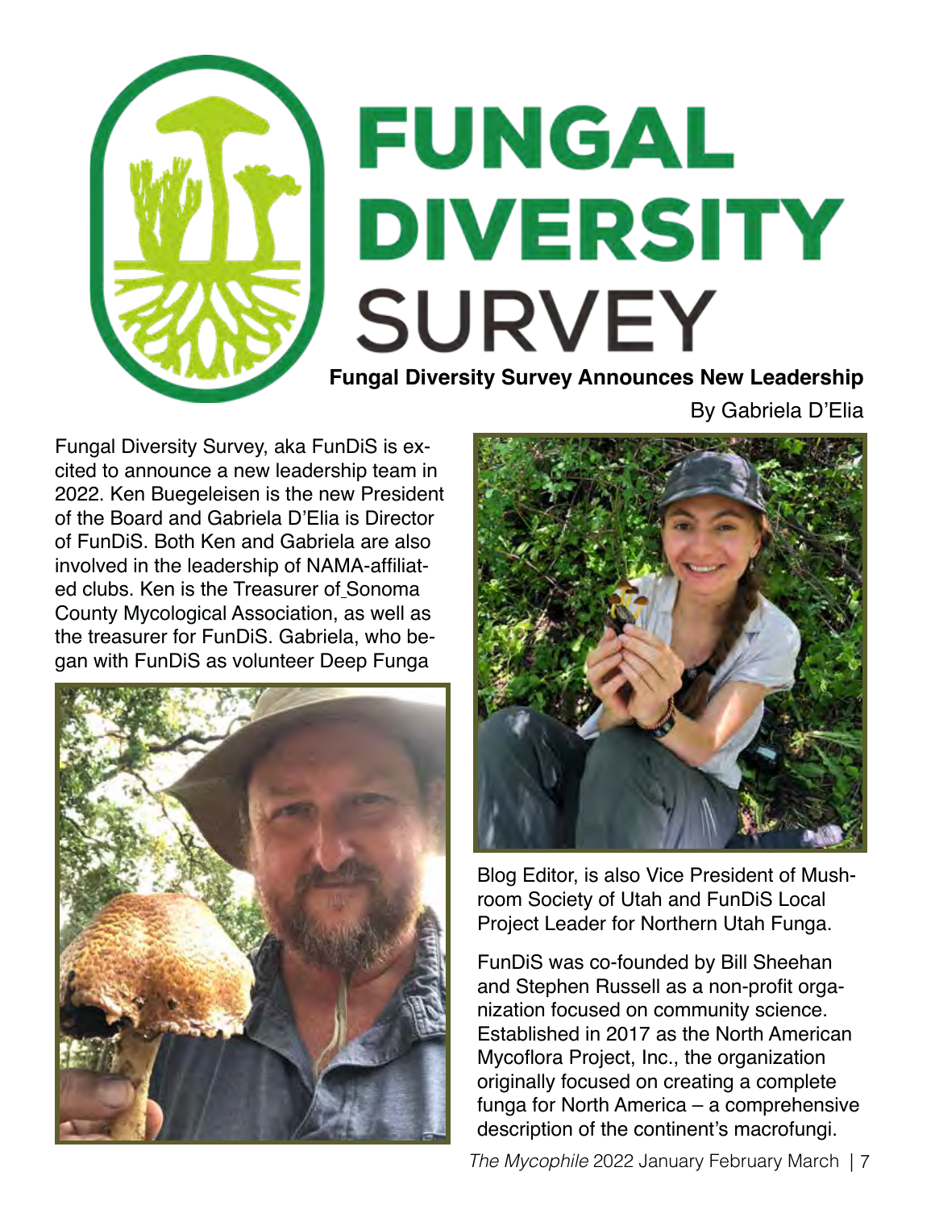# FUNGAL DIVERSITY SURVEY

## Fungal Diversity Survey Announces New Leadership

By Gabriela D'Elia

Fungal Diversity Survey, aka FunDiS is excited to announce a new leadership team in 2022. Ken Buegeleisen is the new President of the Board and Gabriela D'Elia is Director of FunDiS. Both Ken and Gabriela are also involved in the leadership of NAMA-affiliated clubs. Ken is the Treasurer of Sonoma County Mycological Association, as well as the treasurer for FunDiS. Gabriela, who began with FunDiS as volunteer Deep Funga Blog Editor, is also Vice President of Mushroom Society of Utah and FunDiS Local Project Leader for Northern Utah Funga.

FunDiS was co-founded by Bill Sheehan and Stephen Russell as a non-profit organization focused on community science. Established in 2017 as the North American Mycoflora Project, Inc., the organization originally focused on creating a complete funga for North America – a comprehensive description of the continent's macrofungi.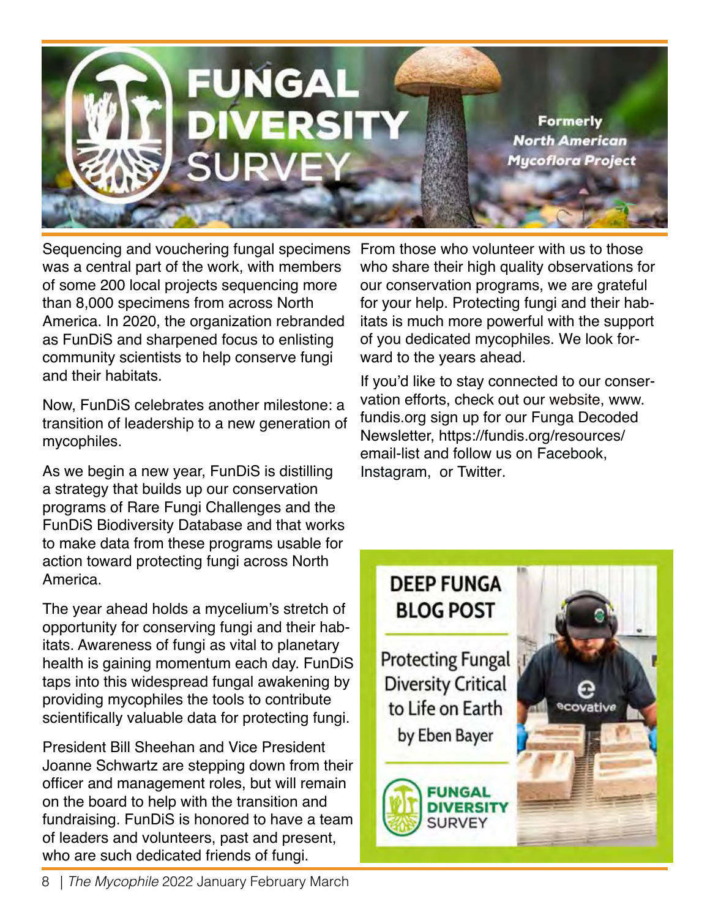# FUNGAL DIVERSITY SURVEY

**Formerly *North American Mycoflora Project***

Sequencing and vouchering fungal specimens was a central part of the work, with members of some 200 local projects sequencing more than 8,000 specimens from across North America. In 2020, the organization rebranded as FunDiS and sharpened focus to enlisting community scientists to help conserve fungi and their habitats.

Now, FunDiS celebrates another milestone: a transition of leadership to a new generation of mycophiles.

As we begin a new year, FunDiS is distilling a strategy that builds up our conservation programs of Rare Fungi Challenges and the FunDiS Biodiversity Database and that works to make data from these programs usable for action toward protecting fungi across North America.

The year ahead holds a mycelium's stretch of opportunity for conserving fungi and their habitats. Awareness of fungi as vital to planetary health is gaining momentum each day. FunDiS taps into this widespread fungal awakening by providing mycophiles the tools to contribute scientifically valuable data for protecting fungi.

President Bill Sheehan and Vice President Joanne Schwartz are stepping down from their officer and management roles, but will remain on the board to help with the transition and fundraising. FunDiS is honored to have a team of leaders and volunteers, past and present, who are such dedicated friends of fungi.

From those who volunteer with us to those who share their high quality observations for our conservation programs, we are grateful for your help. Protecting fungi and their habitats is much more powerful with the support of you dedicated mycophiles. We look forward to the years ahead.

If you'd like to stay connected to our conservation efforts, check out our website, www.fundis.org sign up for our Funga Decoded Newsletter, https://fundis.org/resources/email-list and follow us on Facebook, Instagram, or Twitter.

**DEEP FUNGA BLOG POST**

Protecting Fungal Diversity Critical to Life on Earth

by Eben Bayer

FUNGAL DIVERSITY SURVEY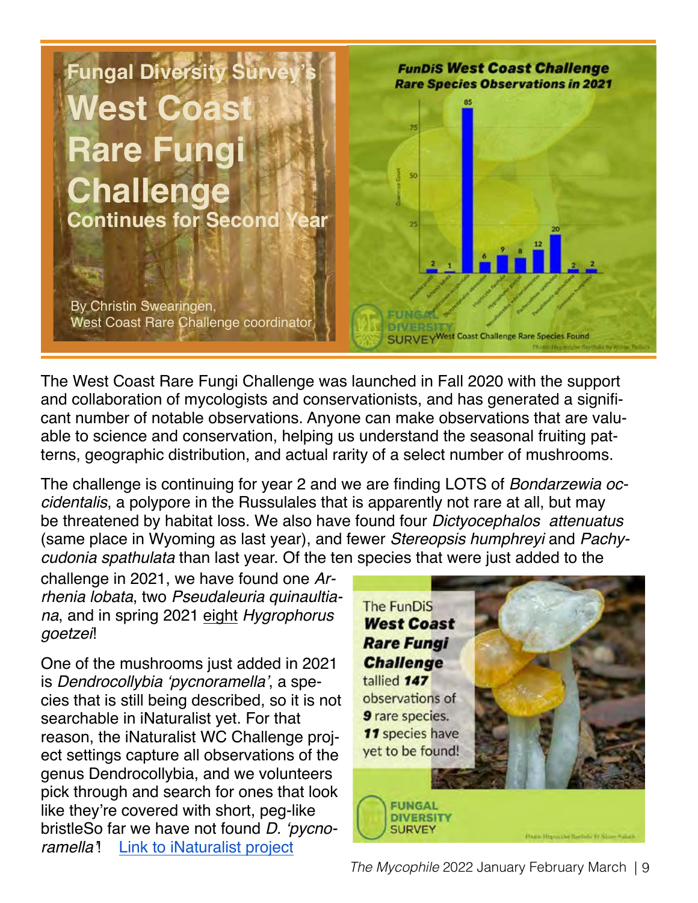# Fungal Diversity Survey's West Coast Rare Fungi Challenge Continues for Second Year

By Christin Swearingen, West Coast Rare Challenge coordinator

The West Coast Rare Fungi Challenge was launched in Fall 2020 with the support and collaboration of mycologists and conservationists, and has generated a significant number of notable observations. Anyone can make observations that are valuable to science and conservation, helping us understand the seasonal fruiting patterns, geographic distribution, and actual rarity of a select number of mushrooms.

The challenge is continuing for year 2 and we are finding LOTS of *Bondarzewia occidentalis*, a polypore in the Russulales that is apparently not rare at all, but may be threatened by habitat loss. We also have found four *Dictyocephalos attenuatus* (same place in Wyoming as last year), and fewer *Stereopsis humphreyi* and *Pachycudonia spathulata* than last year. Of the ten species that were just added to the challenge in 2021, we have found one *Arrhenia lobata*, two *Pseudaleuria quinaultiana*, and in spring 2021 eight *Hygrophorus goetzei*!

One of the mushrooms just added in 2021 is *Dendrocollybia 'pycnoramella'*, a species that is still being described, so it is not searchable in iNaturalist yet. For that reason, the iNaturalist WC Challenge project settings capture all observations of the genus Dendrocollybia, and we volunteers pick through and search for ones that look like they're covered with short, peg-like bristleSo far we have not found *D. 'pycnoramella'*! [Link to iNaturalist project]

The FunDiS **West Coast Rare Fungi Challenge** tallied **147** observations of **9** rare species. **11** species have yet to be found!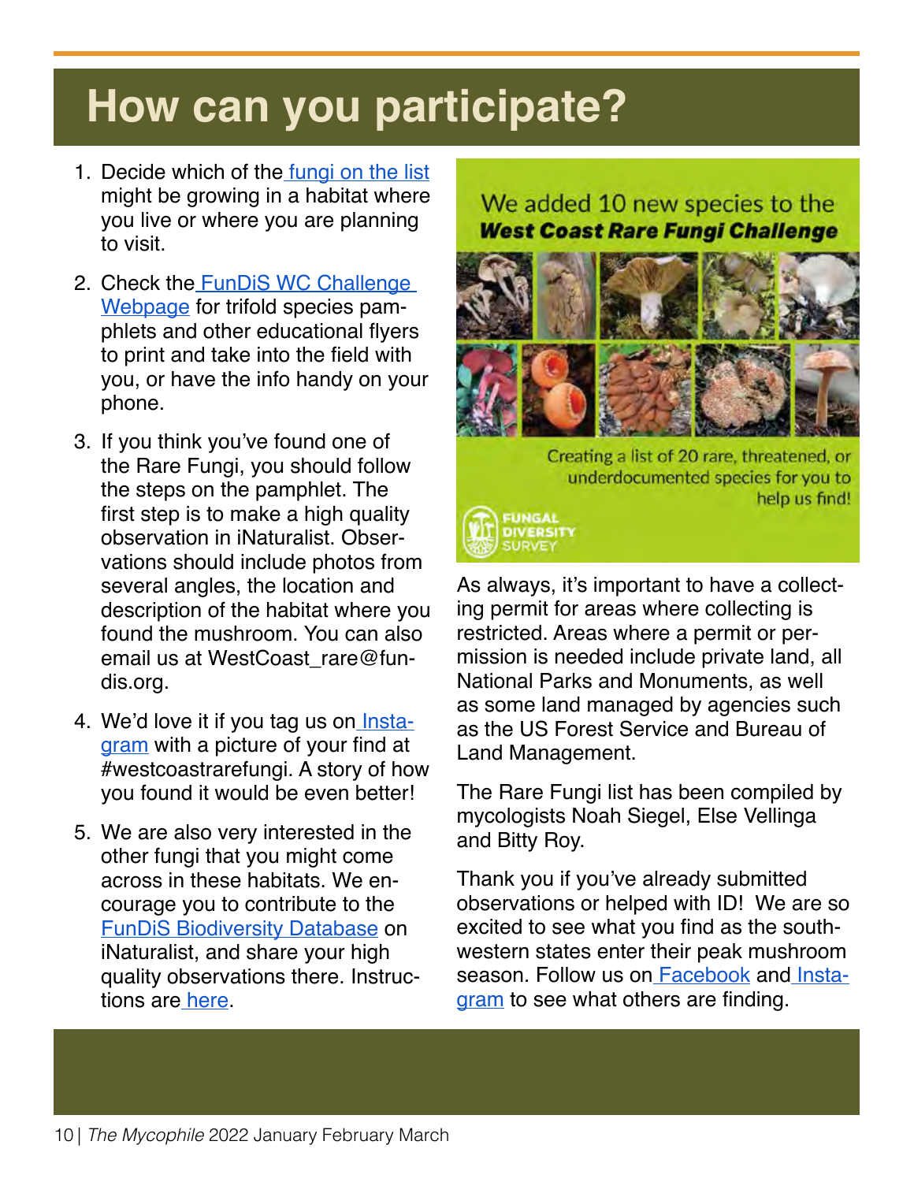# How can you participate?

1. Decide which of the fungi on the list might be growing in a habitat where you live or where you are planning to visit.
2. Check the FunDiS WC Challenge Webpage for trifold species pamphlets and other educational flyers to print and take into the field with you, or have the info handy on your phone.
3. If you think you've found one of the Rare Fungi, you should follow the steps on the pamphlet. The first step is to make a high quality observation in iNaturalist. Observations should include photos from several angles, the location and description of the habitat where you found the mushroom. You can also email us at WestCoast_rare@fundis.org.
4. We'd love it if you tag us on Instagram with a picture of your find at #westcoastrarefungi. A story of how you found it would be even better!
5. We are also very interested in the other fungi that you might come across in these habitats. We encourage you to contribute to the FunDiS Biodiversity Database on iNaturalist, and share your high quality observations there. Instructions are here.

We added 10 new species to the ***West Coast Rare Fungi Challenge***

Creating a list of 20 rare, threatened, or underdocumented species for you to help us find!

FUNGAL DIVERSITY SURVEY

As always, it's important to have a collecting permit for areas where collecting is restricted. Areas where a permit or permission is needed include private land, all National Parks and Monuments, as well as some land managed by agencies such as the US Forest Service and Bureau of Land Management.

The Rare Fungi list has been compiled by mycologists Noah Siegel, Else Vellinga and Bitty Roy.

Thank you if you've already submitted observations or helped with ID! We are so excited to see what you find as the southwestern states enter their peak mushroom season. Follow us on Facebook and Instagram to see what others are finding.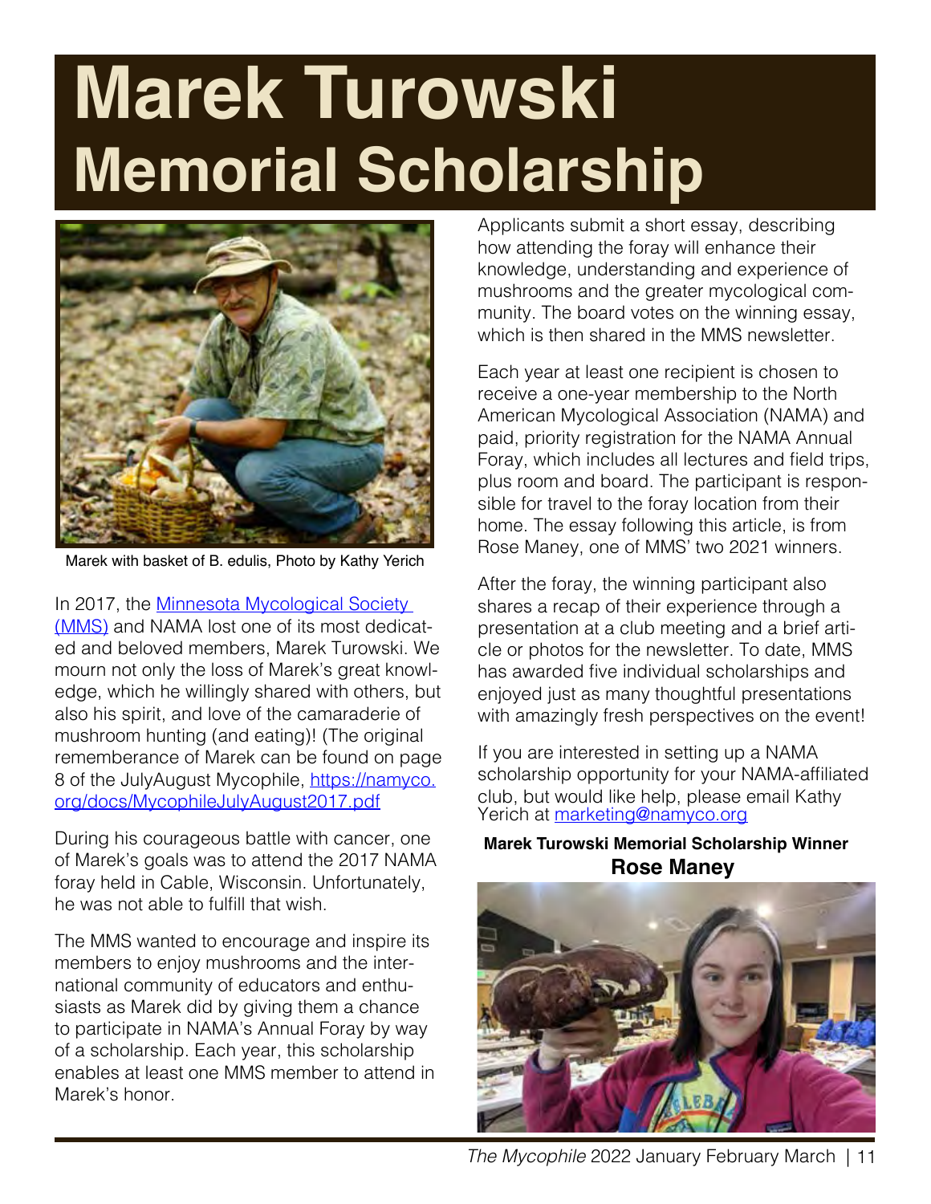# Marek Turowski Memorial Scholarship

Marek with basket of B. edulis, Photo by Kathy Yerich

In 2017, the [Minnesota Mycological Society (MMS)]() and NAMA lost one of its most dedicated and beloved members, Marek Turowski. We mourn not only the loss of Marek's great knowledge, which he willingly shared with others, but also his spirit, and love of the camaraderie of mushroom hunting (and eating)! (The original rememberance of Marek can be found on page 8 of the JulyAugust Mycophile, [https://namyco.org/docs/MycophileJulyAugust2017.pdf](https://namyco.org/docs/MycophileJulyAugust2017.pdf)

During his courageous battle with cancer, one of Marek's goals was to attend the 2017 NAMA foray held in Cable, Wisconsin. Unfortunately, he was not able to fulfill that wish.

The MMS wanted to encourage and inspire its members to enjoy mushrooms and the international community of educators and enthusiasts as Marek did by giving them a chance to participate in NAMA's Annual Foray by way of a scholarship. Each year, this scholarship enables at least one MMS member to attend in Marek's honor.

Applicants submit a short essay, describing how attending the foray will enhance their knowledge, understanding and experience of mushrooms and the greater mycological community. The board votes on the winning essay, which is then shared in the MMS newsletter.

Each year at least one recipient is chosen to receive a one-year membership to the North American Mycological Association (NAMA) and paid, priority registration for the NAMA Annual Foray, which includes all lectures and field trips, plus room and board. The participant is responsible for travel to the foray location from their home. The essay following this article, is from Rose Maney, one of MMS' two 2021 winners.

After the foray, the winning participant also shares a recap of their experience through a presentation at a club meeting and a brief article or photos for the newsletter. To date, MMS has awarded five individual scholarships and enjoyed just as many thoughtful presentations with amazingly fresh perspectives on the event!

If you are interested in setting up a NAMA scholarship opportunity for your NAMA-affiliated club, but would like help, please email Kathy Yerich at [marketing@namyco.org](mailto:marketing@namyco.org)

**Marek Turowski Memorial Scholarship Winner**

**Rose Maney**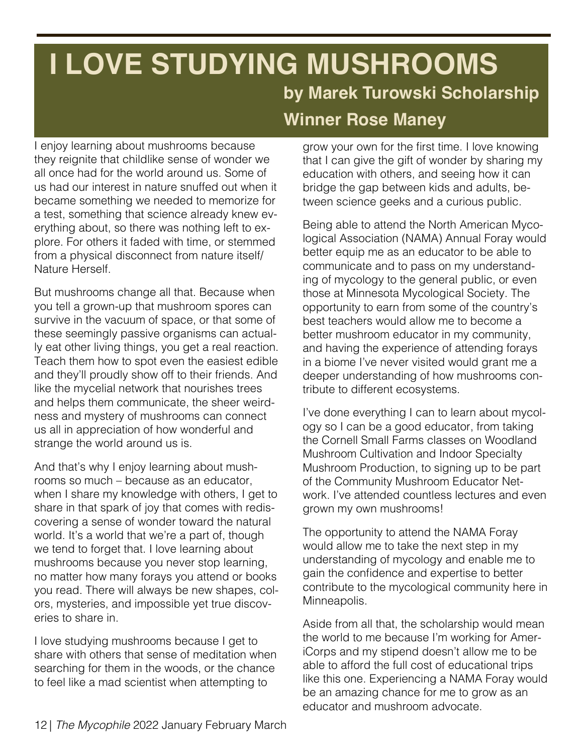# I LOVE STUDYING MUSHROOMS

### by Marek Turowski Scholarship Winner Rose Maney

I enjoy learning about mushrooms because they reignite that childlike sense of wonder we all once had for the world around us. Some of us had our interest in nature snuffed out when it became something we needed to memorize for a test, something that science already knew everything about, so there was nothing left to explore. For others it faded with time, or stemmed from a physical disconnect from nature itself/ Nature Herself.

But mushrooms change all that. Because when you tell a grown-up that mushroom spores can survive in the vacuum of space, or that some of these seemingly passive organisms can actually eat other living things, you get a real reaction. Teach them how to spot even the easiest edible and they'll proudly show off to their friends. And like the mycelial network that nourishes trees and helps them communicate, the sheer weirdness and mystery of mushrooms can connect us all in appreciation of how wonderful and strange the world around us is.

And that's why I enjoy learning about mushrooms so much – because as an educator, when I share my knowledge with others, I get to share in that spark of joy that comes with rediscovering a sense of wonder toward the natural world. It's a world that we're a part of, though we tend to forget that. I love learning about mushrooms because you never stop learning, no matter how many forays you attend or books you read. There will always be new shapes, colors, mysteries, and impossible yet true discoveries to share in.

I love studying mushrooms because I get to share with others that sense of meditation when searching for them in the woods, or the chance to feel like a mad scientist when attempting to grow your own for the first time. I love knowing that I can give the gift of wonder by sharing my education with others, and seeing how it can bridge the gap between kids and adults, between science geeks and a curious public.

Being able to attend the North American Mycological Association (NAMA) Annual Foray would better equip me as an educator to be able to communicate and to pass on my understanding of mycology to the general public, or even those at Minnesota Mycological Society. The opportunity to earn from some of the country's best teachers would allow me to become a better mushroom educator in my community, and having the experience of attending forays in a biome I've never visited would grant me a deeper understanding of how mushrooms contribute to different ecosystems.

I've done everything I can to learn about mycology so I can be a good educator, from taking the Cornell Small Farms classes on Woodland Mushroom Cultivation and Indoor Specialty Mushroom Production, to signing up to be part of the Community Mushroom Educator Network. I've attended countless lectures and even grown my own mushrooms!

The opportunity to attend the NAMA Foray would allow me to take the next step in my understanding of mycology and enable me to gain the confidence and expertise to better contribute to the mycological community here in Minneapolis.

Aside from all that, the scholarship would mean the world to me because I'm working for AmeriCorps and my stipend doesn't allow me to be able to afford the full cost of educational trips like this one. Experiencing a NAMA Foray would be an amazing chance for me to grow as an educator and mushroom advocate.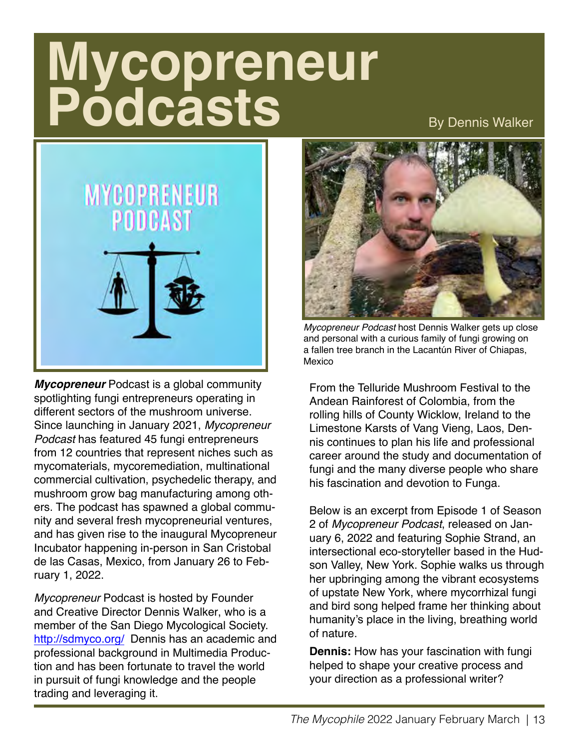# Mycopreneur Podcasts

By Dennis Walker

*Mycopreneur Podcast* host Dennis Walker gets up close and personal with a curious family of fungi growing on a fallen tree branch in the Lacantún River of Chiapas, Mexico

***Mycopreneur*** Podcast is a global community spotlighting fungi entrepreneurs operating in different sectors of the mushroom universe. Since launching in January 2021, *Mycopreneur Podcast* has featured 45 fungi entrepreneurs from 12 countries that represent niches such as mycomaterials, mycoremediation, multinational commercial cultivation, psychedelic therapy, and mushroom grow bag manufacturing among others. The podcast has spawned a global community and several fresh mycopreneurial ventures, and has given rise to the inaugural Mycopreneur Incubator happening in-person in San Cristobal de las Casas, Mexico, from January 26 to February 1, 2022.

*Mycopreneur* Podcast is hosted by Founder and Creative Director Dennis Walker, who is a member of the San Diego Mycological Society. http://sdmyco.org/ Dennis has an academic and professional background in Multimedia Production and has been fortunate to travel the world in pursuit of fungi knowledge and the people trading and leveraging it.

From the Telluride Mushroom Festival to the Andean Rainforest of Colombia, from the rolling hills of County Wicklow, Ireland to the Limestone Karsts of Vang Vieng, Laos, Dennis continues to plan his life and professional career around the study and documentation of fungi and the many diverse people who share his fascination and devotion to Funga.

Below is an excerpt from Episode 1 of Season 2 of *Mycopreneur Podcast*, released on January 6, 2022 and featuring Sophie Strand, an intersectional eco-storyteller based in the Hudson Valley, New York. Sophie walks us through her upbringing among the vibrant ecosystems of upstate New York, where mycorrhizal fungi and bird song helped frame her thinking about humanity's place in the living, breathing world of nature.

**Dennis:** How has your fascination with fungi helped to shape your creative process and your direction as a professional writer?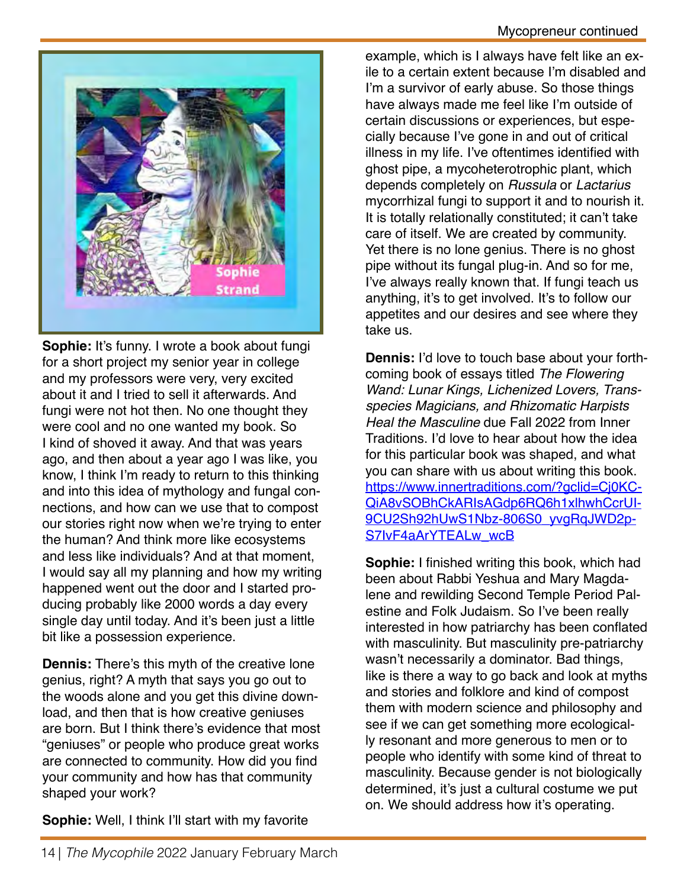**Sophie:** It's funny. I wrote a book about fungi for a short project my senior year in college and my professors were very, very excited about it and I tried to sell it afterwards. And fungi were not hot then. No one thought they were cool and no one wanted my book. So I kind of shoved it away. And that was years ago, and then about a year ago I was like, you know, I think I'm ready to return to this thinking and into this idea of mythology and fungal connections, and how can we use that to compost our stories right now when we're trying to enter the human? And think more like ecosystems and less like individuals? And at that moment, I would say all my planning and how my writing happened went out the door and I started producing probably like 2000 words a day every single day until today. And it's been just a little bit like a possession experience.

**Dennis:** There's this myth of the creative lone genius, right? A myth that says you go out to the woods alone and you get this divine download, and then that is how creative geniuses are born. But I think there's evidence that most "geniuses" or people who produce great works are connected to community. How did you find your community and how has that community shaped your work?

**Sophie:** Well, I think I'll start with my favorite example, which is I always have felt like an exile to a certain extent because I'm disabled and I'm a survivor of early abuse. So those things have always made me feel like I'm outside of certain discussions or experiences, but especially because I've gone in and out of critical illness in my life. I've oftentimes identified with ghost pipe, a mycoheterotrophic plant, which depends completely on *Russula* or *Lactarius* mycorrhizal fungi to support it and to nourish it. It is totally relationally constituted; it can't take care of itself. We are created by community. Yet there is no lone genius. There is no ghost pipe without its fungal plug-in. And so for me, I've always really known that. If fungi teach us anything, it's to get involved. It's to follow our appetites and our desires and see where they take us.

**Dennis:** I'd love to touch base about your forthcoming book of essays titled *The Flowering Wand: Lunar Kings, Lichenized Lovers, Transspecies Magicians, and Rhizomatic Harpists Heal the Masculine* due Fall 2022 from Inner Traditions. I'd love to hear about how the idea for this particular book was shaped, and what you can share with us about writing this book. https://www.innertraditions.com/?gclid=Cj0KCQiA8vSOBhCkARIsAGdp6RQ6h1xlhwCcrUI9CU2Sh92hUwS1Nbz-806S0_yvgRqJWD2pS7IvF4aArYTEALw_wcB

**Sophie:** I finished writing this book, which had been about Rabbi Yeshua and Mary Magdalene and rewilding Second Temple Period Palestine and Folk Judaism. So I've been really interested in how patriarchy has been conflated with masculinity. But masculinity pre-patriarchy wasn't necessarily a dominator. Bad things, like is there a way to go back and look at myths and stories and folklore and kind of compost them with modern science and philosophy and see if we can get something more ecologically resonant and more generous to men or to people who identify with some kind of threat to masculinity. Because gender is not biologically determined, it's just a cultural costume we put on. We should address how it's operating.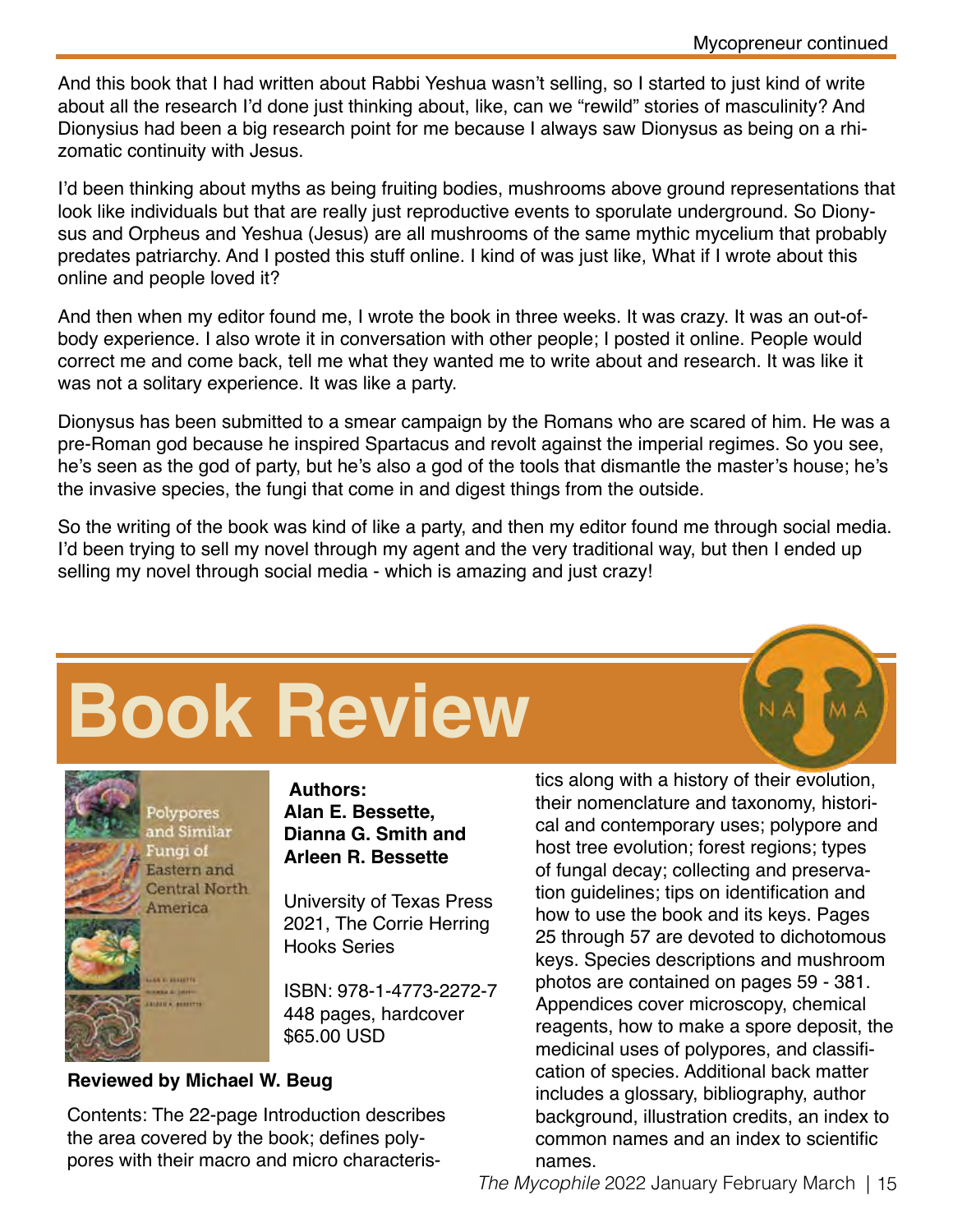And this book that I had written about Rabbi Yeshua wasn't selling, so I started to just kind of write about all the research I'd done just thinking about, like, can we "rewild" stories of masculinity? And Dionysius had been a big research point for me because I always saw Dionysus as being on a rhizomatic continuity with Jesus.

I'd been thinking about myths as being fruiting bodies, mushrooms above ground representations that look like individuals but that are really just reproductive events to sporulate underground. So Dionysus and Orpheus and Yeshua (Jesus) are all mushrooms of the same mythic mycelium that probably predates patriarchy. And I posted this stuff online. I kind of was just like, What if I wrote about this online and people loved it?

And then when my editor found me, I wrote the book in three weeks. It was crazy. It was an out-of-body experience. I also wrote it in conversation with other people; I posted it online. People would correct me and come back, tell me what they wanted me to write about and research. It was like it was not a solitary experience. It was like a party.

Dionysus has been submitted to a smear campaign by the Romans who are scared of him. He was a pre-Roman god because he inspired Spartacus and revolt against the imperial regimes. So you see, he's seen as the god of party, but he's also a god of the tools that dismantle the master's house; he's the invasive species, the fungi that come in and digest things from the outside.

So the writing of the book was kind of like a party, and then my editor found me through social media. I'd been trying to sell my novel through my agent and the very traditional way, but then I ended up selling my novel through social media - which is amazing and just crazy!

# Book Review

**Authors:**
**Alan E. Bessette, Dianna G. Smith and Arleen R. Bessette**

University of Texas Press 2021, The Corrie Herring Hooks Series

ISBN: 978-1-4773-2272-7
448 pages, hardcover
$65.00 USD

**Reviewed by Michael W. Beug**

Contents: The 22-page Introduction describes the area covered by the book; defines polypores with their macro and micro characteristics along with a history of their evolution, their nomenclature and taxonomy, historical and contemporary uses; polypore and host tree evolution; forest regions; types of fungal decay; collecting and preservation guidelines; tips on identification and how to use the book and its keys. Pages 25 through 57 are devoted to dichotomous keys. Species descriptions and mushroom photos are contained on pages 59 - 381. Appendices cover microscopy, chemical reagents, how to make a spore deposit, the medicinal uses of polypores, and classification of species. Additional back matter includes a glossary, bibliography, author background, illustration credits, an index to common names and an index to scientific names.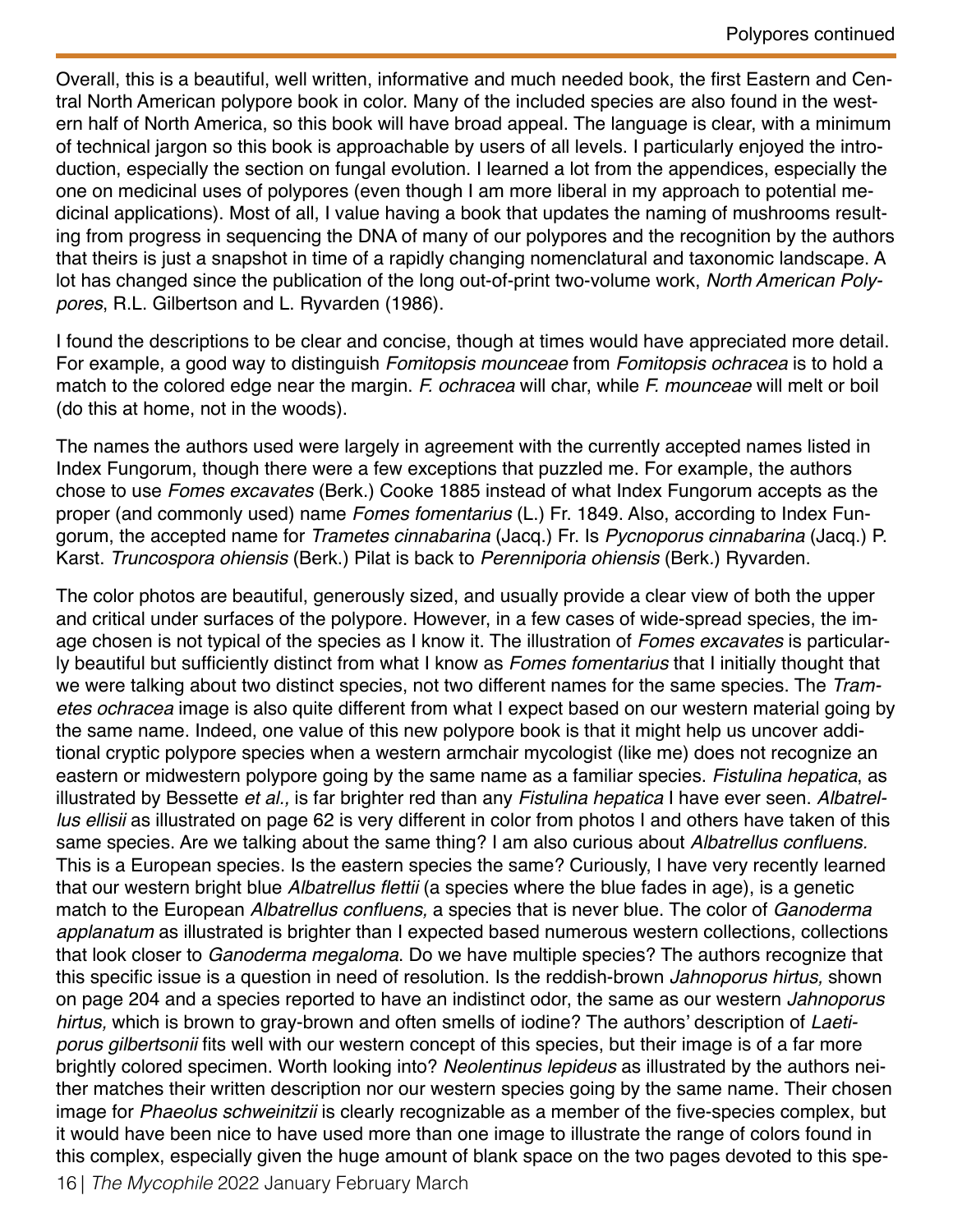Overall, this is a beautiful, well written, informative and much needed book, the first Eastern and Central North American polypore book in color. Many of the included species are also found in the western half of North America, so this book will have broad appeal. The language is clear, with a minimum of technical jargon so this book is approachable by users of all levels. I particularly enjoyed the introduction, especially the section on fungal evolution. I learned a lot from the appendices, especially the one on medicinal uses of polypores (even though I am more liberal in my approach to potential medicinal applications). Most of all, I value having a book that updates the naming of mushrooms resulting from progress in sequencing the DNA of many of our polypores and the recognition by the authors that theirs is just a snapshot in time of a rapidly changing nomenclatural and taxonomic landscape. A lot has changed since the publication of the long out-of-print two-volume work, *North American Polypores*, R.L. Gilbertson and L. Ryvarden (1986).

I found the descriptions to be clear and concise, though at times would have appreciated more detail. For example, a good way to distinguish *Fomitopsis mounceae* from *Fomitopsis ochracea* is to hold a match to the colored edge near the margin. *F. ochracea* will char, while *F. mounceae* will melt or boil (do this at home, not in the woods).

The names the authors used were largely in agreement with the currently accepted names listed in Index Fungorum, though there were a few exceptions that puzzled me. For example, the authors chose to use *Fomes excavates* (Berk.) Cooke 1885 instead of what Index Fungorum accepts as the proper (and commonly used) name *Fomes fomentarius* (L.) Fr. 1849. Also, according to Index Fungorum, the accepted name for *Trametes cinnabarina* (Jacq.) Fr. Is *Pycnoporus cinnabarina* (Jacq.) P. Karst. *Truncospora ohiensis* (Berk.) Pilat is back to *Perenniporia ohiensis* (Berk.) Ryvarden.

The color photos are beautiful, generously sized, and usually provide a clear view of both the upper and critical under surfaces of the polypore. However, in a few cases of wide-spread species, the image chosen is not typical of the species as I know it. The illustration of *Fomes excavates* is particularly beautiful but sufficiently distinct from what I know as *Fomes fomentarius* that I initially thought that we were talking about two distinct species, not two different names for the same species. The *Trametes ochracea* image is also quite different from what I expect based on our western material going by the same name. Indeed, one value of this new polypore book is that it might help us uncover additional cryptic polypore species when a western armchair mycologist (like me) does not recognize an eastern or midwestern polypore going by the same name as a familiar species. *Fistulina hepatica*, as illustrated by Bessette *et al.,* is far brighter red than any *Fistulina hepatica* I have ever seen. *Albatrellus ellisii* as illustrated on page 62 is very different in color from photos I and others have taken of this same species. Are we talking about the same thing? I am also curious about *Albatrellus confluens.* This is a European species. Is the eastern species the same? Curiously, I have very recently learned that our western bright blue *Albatrellus flettii* (a species where the blue fades in age), is a genetic match to the European *Albatrellus confluens,* a species that is never blue. The color of *Ganoderma applanatum* as illustrated is brighter than I expected based numerous western collections, collections that look closer to *Ganoderma megaloma*. Do we have multiple species? The authors recognize that this specific issue is a question in need of resolution. Is the reddish-brown *Jahnoporus hirtus,* shown on page 204 and a species reported to have an indistinct odor, the same as our western *Jahnoporus hirtus,* which is brown to gray-brown and often smells of iodine? The authors' description of *Laetiporus gilbertsonii* fits well with our western concept of this species, but their image is of a far more brightly colored specimen. Worth looking into? *Neolentinus lepideus* as illustrated by the authors neither matches their written description nor our western species going by the same name. Their chosen image for *Phaeolus schweinitzii* is clearly recognizable as a member of the five-species complex, but it would have been nice to have used more than one image to illustrate the range of colors found in this complex, especially given the huge amount of blank space on the two pages devoted to this spe-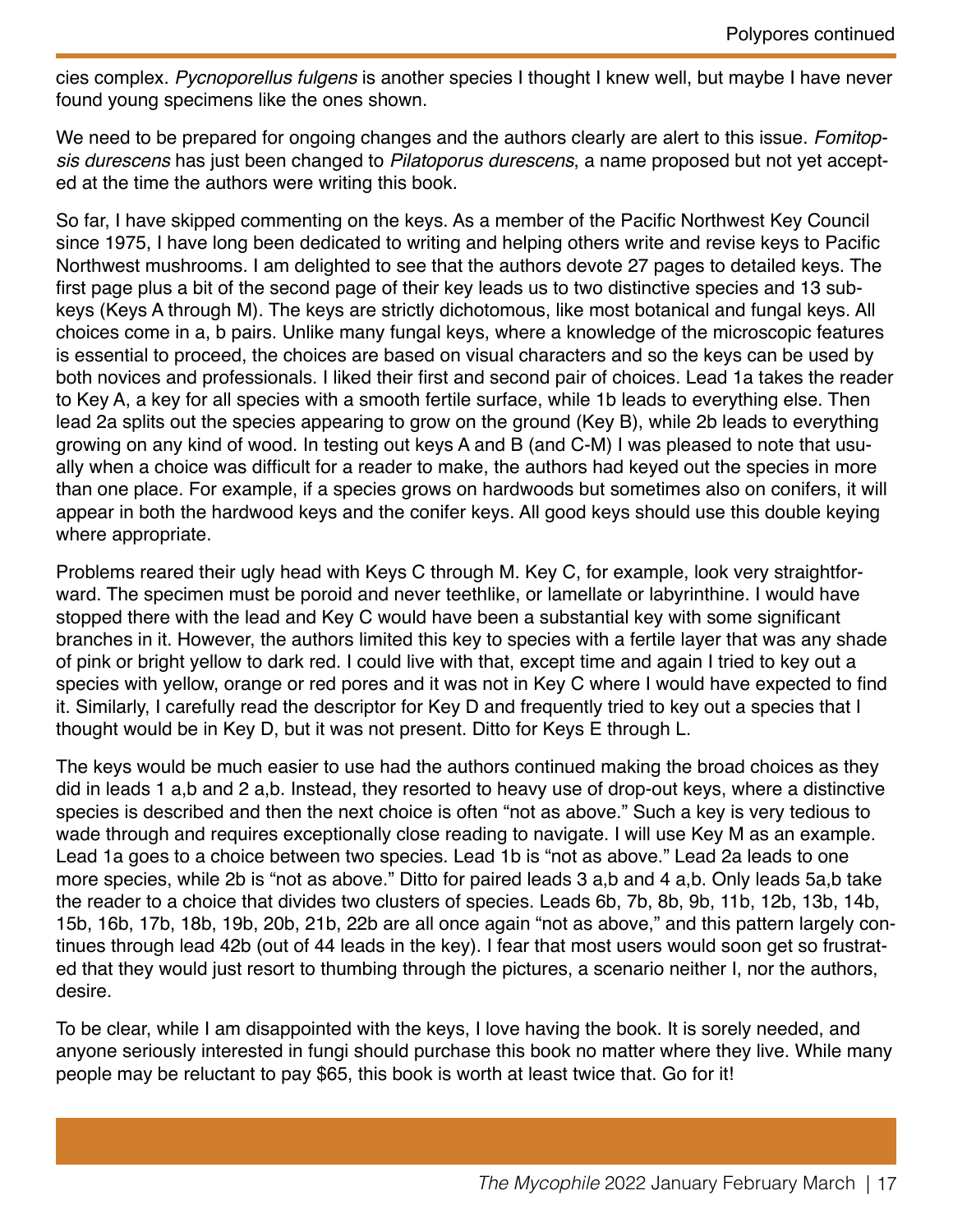cies complex. *Pycnoporellus fulgens* is another species I thought I knew well, but maybe I have never found young specimens like the ones shown.

We need to be prepared for ongoing changes and the authors clearly are alert to this issue. *Fomitopsis durescens* has just been changed to *Pilatoporus durescens*, a name proposed but not yet accepted at the time the authors were writing this book.

So far, I have skipped commenting on the keys. As a member of the Pacific Northwest Key Council since 1975, I have long been dedicated to writing and helping others write and revise keys to Pacific Northwest mushrooms. I am delighted to see that the authors devote 27 pages to detailed keys. The first page plus a bit of the second page of their key leads us to two distinctive species and 13 subkeys (Keys A through M). The keys are strictly dichotomous, like most botanical and fungal keys. All choices come in a, b pairs. Unlike many fungal keys, where a knowledge of the microscopic features is essential to proceed, the choices are based on visual characters and so the keys can be used by both novices and professionals. I liked their first and second pair of choices. Lead 1a takes the reader to Key A, a key for all species with a smooth fertile surface, while 1b leads to everything else. Then lead 2a splits out the species appearing to grow on the ground (Key B), while 2b leads to everything growing on any kind of wood. In testing out keys A and B (and C-M) I was pleased to note that usually when a choice was difficult for a reader to make, the authors had keyed out the species in more than one place. For example, if a species grows on hardwoods but sometimes also on conifers, it will appear in both the hardwood keys and the conifer keys. All good keys should use this double keying where appropriate.

Problems reared their ugly head with Keys C through M. Key C, for example, look very straightforward. The specimen must be poroid and never teethlike, or lamellate or labyrinthine. I would have stopped there with the lead and Key C would have been a substantial key with some significant branches in it. However, the authors limited this key to species with a fertile layer that was any shade of pink or bright yellow to dark red. I could live with that, except time and again I tried to key out a species with yellow, orange or red pores and it was not in Key C where I would have expected to find it. Similarly, I carefully read the descriptor for Key D and frequently tried to key out a species that I thought would be in Key D, but it was not present. Ditto for Keys E through L.

The keys would be much easier to use had the authors continued making the broad choices as they did in leads 1 a,b and 2 a,b. Instead, they resorted to heavy use of drop-out keys, where a distinctive species is described and then the next choice is often "not as above." Such a key is very tedious to wade through and requires exceptionally close reading to navigate. I will use Key M as an example. Lead 1a goes to a choice between two species. Lead 1b is "not as above." Lead 2a leads to one more species, while 2b is "not as above." Ditto for paired leads 3 a,b and 4 a,b. Only leads 5a,b take the reader to a choice that divides two clusters of species. Leads 6b, 7b, 8b, 9b, 11b, 12b, 13b, 14b, 15b, 16b, 17b, 18b, 19b, 20b, 21b, 22b are all once again "not as above," and this pattern largely continues through lead 42b (out of 44 leads in the key). I fear that most users would soon get so frustrated that they would just resort to thumbing through the pictures, a scenario neither I, nor the authors, desire.

To be clear, while I am disappointed with the keys, I love having the book. It is sorely needed, and anyone seriously interested in fungi should purchase this book no matter where they live. While many people may be reluctant to pay $65, this book is worth at least twice that. Go for it!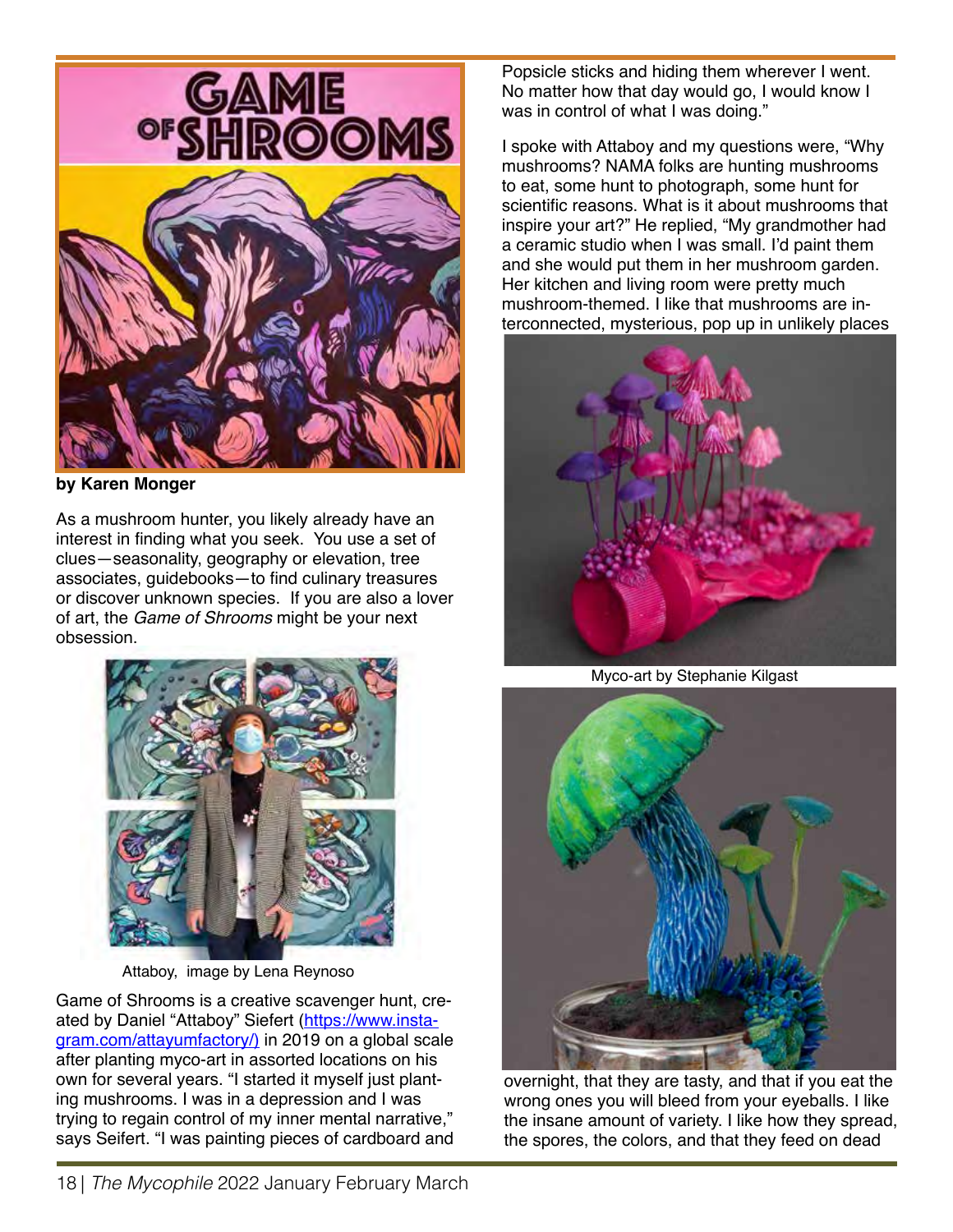# GAME of SHROOMS

**by Karen Monger**

As a mushroom hunter, you likely already have an interest in finding what you seek. You use a set of clues—seasonality, geography or elevation, tree associates, guidebooks—to find culinary treasures or discover unknown species. If you are also a lover of art, the *Game of Shrooms* might be your next obsession.

Attaboy, image by Lena Reynoso

Game of Shrooms is a creative scavenger hunt, created by Daniel "Attaboy" Siefert (https://www.instagram.com/attayumfactory/) in 2019 on a global scale after planting myco-art in assorted locations on his own for several years. "I started it myself just planting mushrooms. I was in a depression and I was trying to regain control of my inner mental narrative," says Seifert. "I was painting pieces of cardboard and Popsicle sticks and hiding them wherever I went. No matter how that day would go, I would know I was in control of what I was doing."

I spoke with Attaboy and my questions were, "Why mushrooms? NAMA folks are hunting mushrooms to eat, some hunt to photograph, some hunt for scientific reasons. What is it about mushrooms that inspire your art?" He replied, "My grandmother had a ceramic studio when I was small. I'd paint them and she would put them in her mushroom garden. Her kitchen and living room were pretty much mushroom-themed. I like that mushrooms are interconnected, mysterious, pop up in unlikely places overnight, that they are tasty, and that if you eat the wrong ones you will bleed from your eyeballs. I like the insane amount of variety. I like how they spread, the spores, the colors, and that they feed on dead

Myco-art by Stephanie Kilgast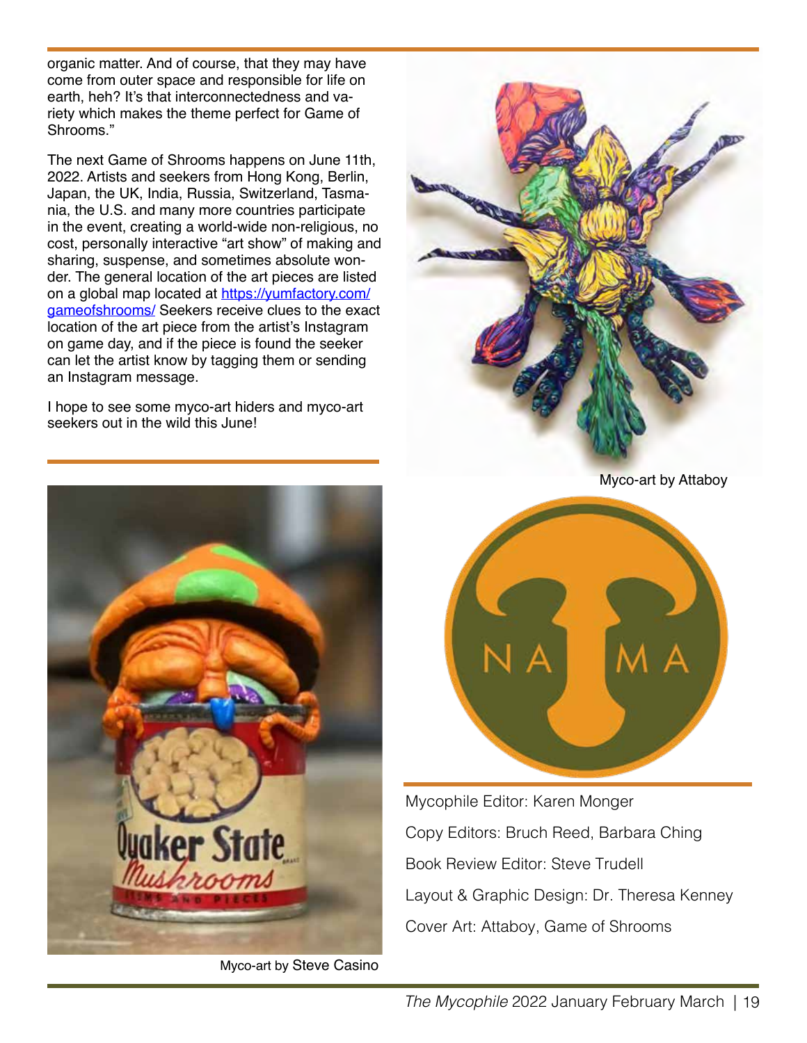organic matter. And of course, that they may have come from outer space and responsible for life on earth, heh? It's that interconnectedness and variety which makes the theme perfect for Game of Shrooms."

The next Game of Shrooms happens on June 11th, 2022. Artists and seekers from Hong Kong, Berlin, Japan, the UK, India, Russia, Switzerland, Tasmania, the U.S. and many more countries participate in the event, creating a world-wide non-religious, no cost, personally interactive "art show" of making and sharing, suspense, and sometimes absolute wonder. The general location of the art pieces are listed on a global map located at https://yumfactory.com/gameofshrooms/ Seekers receive clues to the exact location of the art piece from the artist's Instagram on game day, and if the piece is found the seeker can let the artist know by tagging them or sending an Instagram message.

I hope to see some myco-art hiders and myco-art seekers out in the wild this June!

Myco-art by Attaboy

Myco-art by Steve Casino

NAMA

Mycophile Editor: Karen Monger

Copy Editors: Bruch Reed, Barbara Ching

Book Review Editor: Steve Trudell

Layout & Graphic Design: Dr. Theresa Kenney

Cover Art: Attaboy, Game of Shrooms